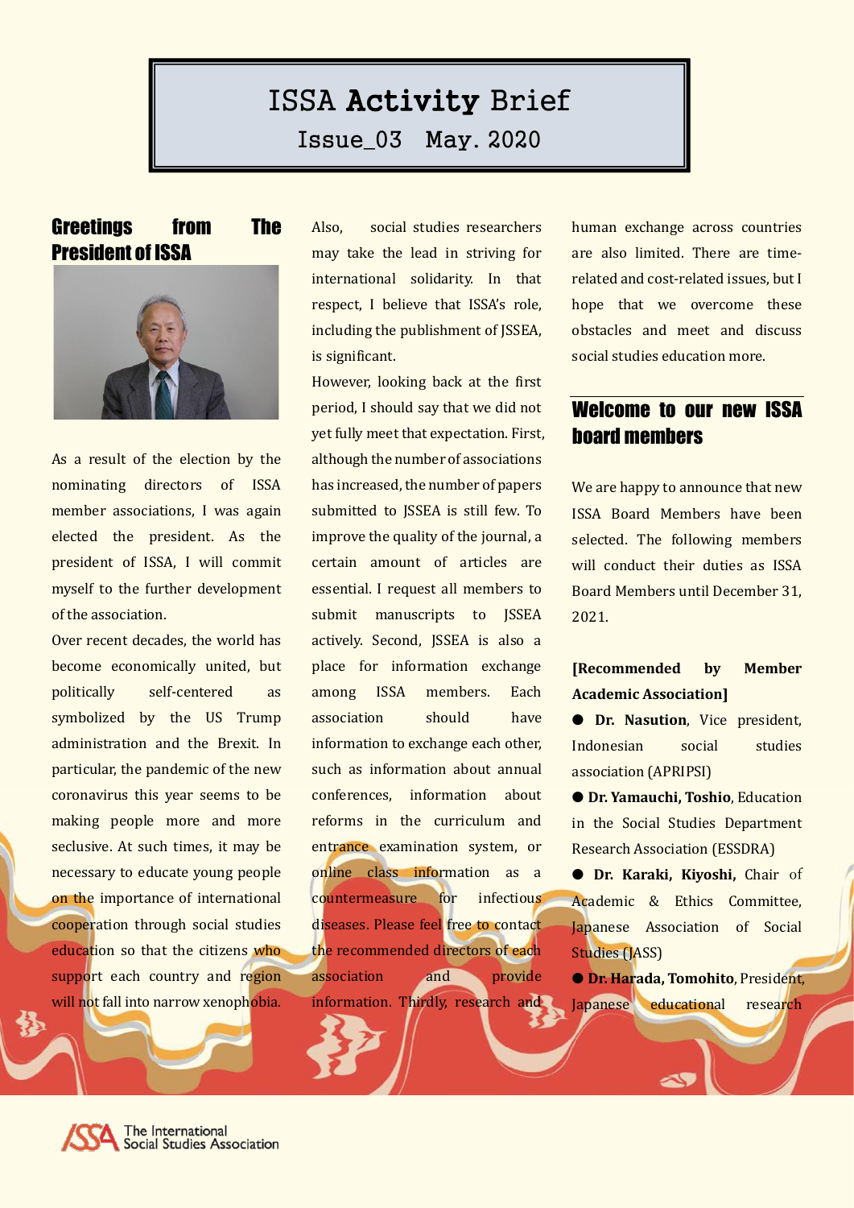# ISSA Activity Brief

Issue_03 May. 2020

## Greetings from The President of ISSA

As a result of the election by the nominating directors of ISSA member associations, I was again elected the president. As the president of ISSA, I will commit myself to the further development of the association.

Over recent decades, the world has become economically united, but politically self-centered as symbolized by the US Trump administration and the Brexit. In particular, the pandemic of the new coronavirus this year seems to be making people more and more seclusive. At such times, it may be necessary to educate young people on the importance of international cooperation through social studies education so that the citizens who support each country and region will not fall into narrow xenophobia. Also, social studies researchers may take the lead in striving for international solidarity. In that respect, I believe that ISSA's role, including the publishment of JSSEA, is significant.

However, looking back at the first period, I should say that we did not yet fully meet that expectation. First, although the number of associations has increased, the number of papers submitted to JSSEA is still few. To improve the quality of the journal, a certain amount of articles are essential. I request all members to submit manuscripts to JSSEA actively. Second, JSSEA is also a place for information exchange among ISSA members. Each association should have information to exchange each other, such as information about annual conferences, information about reforms in the curriculum and entrance examination system, or online class information as a countermeasure for infectious diseases. Please feel free to contact the recommended directors of each association and provide information. Thirdly, research and human exchange across countries are also limited. There are time-related and cost-related issues, but I hope that we overcome these obstacles and meet and discuss social studies education more.

## Welcome to our new ISSA board members

We are happy to announce that new ISSA Board Members have been selected. The following members will conduct their duties as ISSA Board Members until December 31, 2021.

**[Recommended by Member Academic Association]**

- **Dr. Nasution**, Vice president, Indonesian social studies association (APRIPSI)
- **Dr. Yamauchi, Toshio**, Education in the Social Studies Department Research Association (ESSDRA)
- **Dr. Karaki, Kiyoshi,** Chair of Academic & Ethics Committee, Japanese Association of Social Studies (JASS)
- **Dr. Harada, Tomohito**, President, Japanese educational research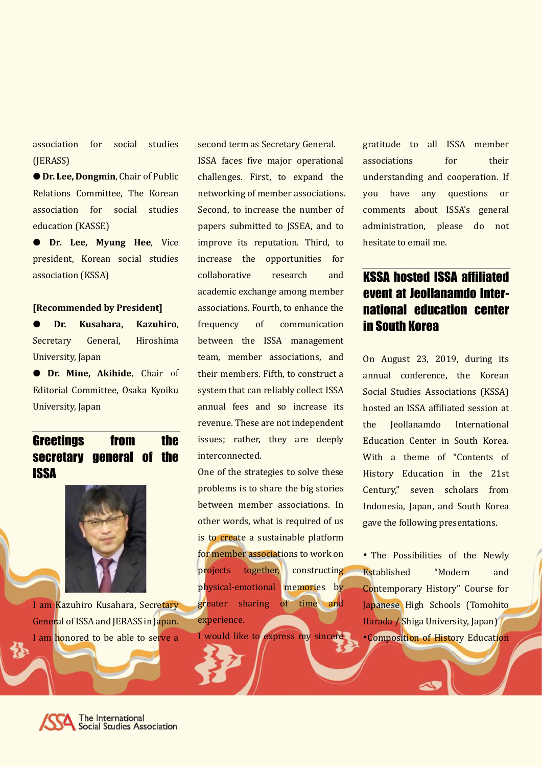association for social studies (JERASS)

● **Dr. Lee, Dongmin**, Chair of Public Relations Committee, The Korean association for social studies education (KASSE)

● **Dr. Lee, Myung Hee**, Vice president, Korean social studies association (KSSA)

**[Recommended by President]**

● **Dr. Kusahara, Kazuhiro**, Secretary General, Hiroshima University, Japan

● **Dr. Mine, Akihide**, Chair of Editorial Committee, Osaka Kyoiku University, Japan

## Greetings from the secretary general of the ISSA

I am Kazuhiro Kusahara, Secretary General of ISSA and JERASS in Japan. I am honored to be able to serve a second term as Secretary General.

ISSA faces five major operational challenges. First, to expand the networking of member associations. Second, to increase the number of papers submitted to JSSEA, and to improve its reputation. Third, to increase the opportunities for collaborative research and academic exchange among member associations. Fourth, to enhance the frequency of communication between the ISSA management team, member associations, and their members. Fifth, to construct a system that can reliably collect ISSA annual fees and so increase its revenue. These are not independent issues; rather, they are deeply interconnected.

One of the strategies to solve these problems is to share the big stories between member associations. In other words, what is required of us is to create a sustainable platform for member associations to work on projects together, constructing physical-emotional memories by greater sharing of time and experience.

I would like to express my sincere gratitude to all ISSA member associations for their understanding and cooperation. If you have any questions or comments about ISSA's general administration, please do not hesitate to email me.

## KSSA hosted ISSA affiliated event at Jeollanamdo International education center in South Korea

On August 23, 2019, during its annual conference, the Korean Social Studies Associations (KSSA) hosted an ISSA affiliated session at the Jeollanamdo International Education Center in South Korea. With a theme of "Contents of History Education in the 21st Century," seven scholars from Indonesia, Japan, and South Korea gave the following presentations.

• The Possibilities of the Newly Established "Modern and Contemporary History" Course for Japanese High Schools (Tomohito Harada / Shiga University, Japan)

•Composition of History Education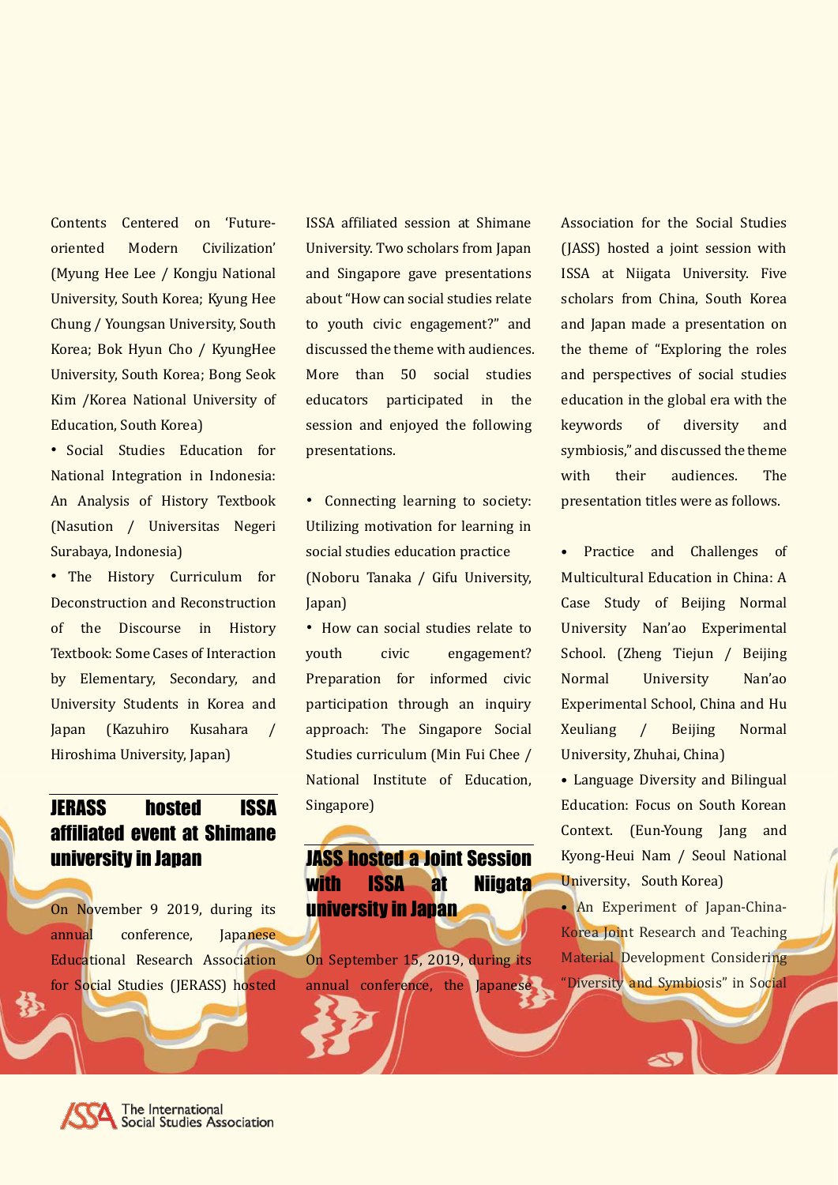Contents Centered on 'Future-oriented Modern Civilization' (Myung Hee Lee / Kongju National University, South Korea; Kyung Hee Chung / Youngsan University, South Korea; Bok Hyun Cho / KyungHee University, South Korea; Bong Seok Kim /Korea National University of Education, South Korea)

- Social Studies Education for National Integration in Indonesia: An Analysis of History Textbook (Nasution / Universitas Negeri Surabaya, Indonesia)
- The History Curriculum for Deconstruction and Reconstruction of the Discourse in History Textbook: Some Cases of Interaction by Elementary, Secondary, and University Students in Korea and Japan (Kazuhiro Kusahara / Hiroshima University, Japan)

## JERASS hosted ISSA affiliated event at Shimane university in Japan

On November 9 2019, during its annual conference, Japanese Educational Research Association for Social Studies (JERASS) hosted ISSA affiliated session at Shimane University. Two scholars from Japan and Singapore gave presentations about "How can social studies relate to youth civic engagement?" and discussed the theme with audiences. More than 50 social studies educators participated in the session and enjoyed the following presentations.

- Connecting learning to society: Utilizing motivation for learning in social studies education practice (Noboru Tanaka / Gifu University, Japan)
- How can social studies relate to youth civic engagement? Preparation for informed civic participation through an inquiry approach: The Singapore Social Studies curriculum (Min Fui Chee / National Institute of Education, Singapore)

## JASS hosted a Joint Session with ISSA at Niigata university in Japan

On September 15, 2019, during its annual conference, the Japanese Association for the Social Studies (JASS) hosted a joint session with ISSA at Niigata University. Five scholars from China, South Korea and Japan made a presentation on the theme of "Exploring the roles and perspectives of social studies education in the global era with the keywords of diversity and symbiosis," and discussed the theme with their audiences. The presentation titles were as follows.

- Practice and Challenges of Multicultural Education in China: A Case Study of Beijing Normal University Nan'ao Experimental School. (Zheng Tiejun / Beijing Normal University Nan'ao Experimental School, China and Hu Xeuliang / Beijing Normal University, Zhuhai, China)
- Language Diversity and Bilingual Education: Focus on South Korean Context. (Eun-Young Jang and Kyong-Heui Nam / Seoul National University, South Korea)
- An Experiment of Japan-China-Korea Joint Research and Teaching Material Development Considering "Diversity and Symbiosis" in Social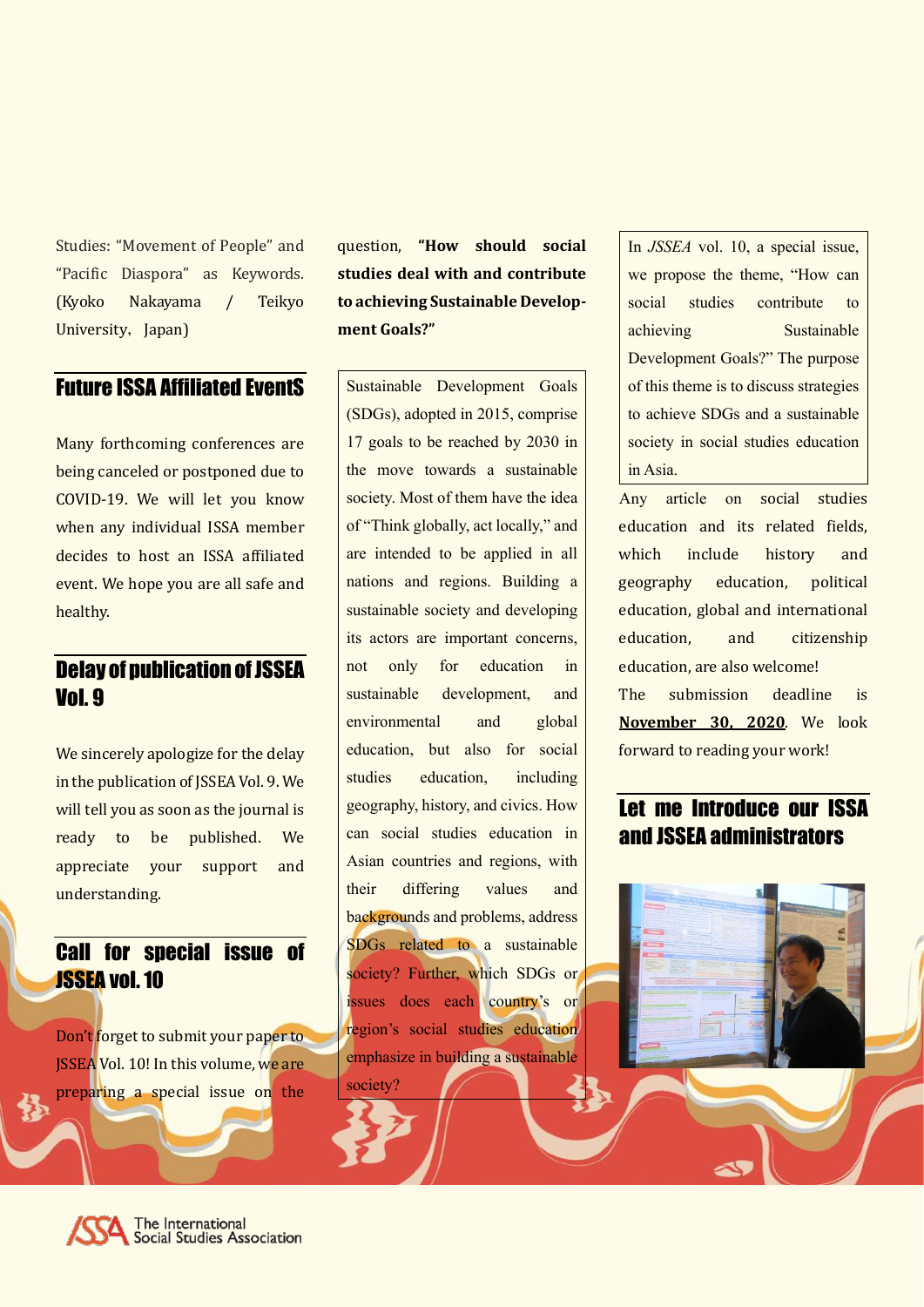Studies: "Movement of People" and "Pacific Diaspora" as Keywords. (Kyoko Nakayama / Teikyo University, Japan)

## Future ISSA Affiliated EventS

Many forthcoming conferences are being canceled or postponed due to COVID-19. We will let you know when any individual ISSA member decides to host an ISSA affiliated event. We hope you are all safe and healthy.

## Delay of publication of JSSEA Vol. 9

We sincerely apologize for the delay in the publication of JSSEA Vol. 9. We will tell you as soon as the journal is ready to be published. We appreciate your support and understanding.

## Call for special issue of JSSEA vol. 10

Don't forget to submit your paper to JSSEA Vol. 10! In this volume, we are preparing a special issue on the question, **"How should social studies deal with and contribute to achieving Sustainable Development Goals?"**

Sustainable Development Goals (SDGs), adopted in 2015, comprise 17 goals to be reached by 2030 in the move towards a sustainable society. Most of them have the idea of "Think globally, act locally," and are intended to be applied in all nations and regions. Building a sustainable society and developing its actors are important concerns, not only for education in sustainable development, and environmental and global education, but also for social studies education, including geography, history, and civics. How can social studies education in Asian countries and regions, with their differing values and backgrounds and problems, address SDGs related to a sustainable society? Further, which SDGs or issues does each country's or region's social studies education emphasize in building a sustainable society?

In *JSSEA* vol. 10, a special issue, we propose the theme, "How can social studies contribute to achieving Sustainable Development Goals?" The purpose of this theme is to discuss strategies to achieve SDGs and a sustainable society in social studies education in Asia.

Any article on social studies education and its related fields, which include history and geography education, political education, global and international education, and citizenship education, are also welcome!

The submission deadline is **November 30, 2020**. We look forward to reading your work!

## Let me Introduce our ISSA and JSSEA administrators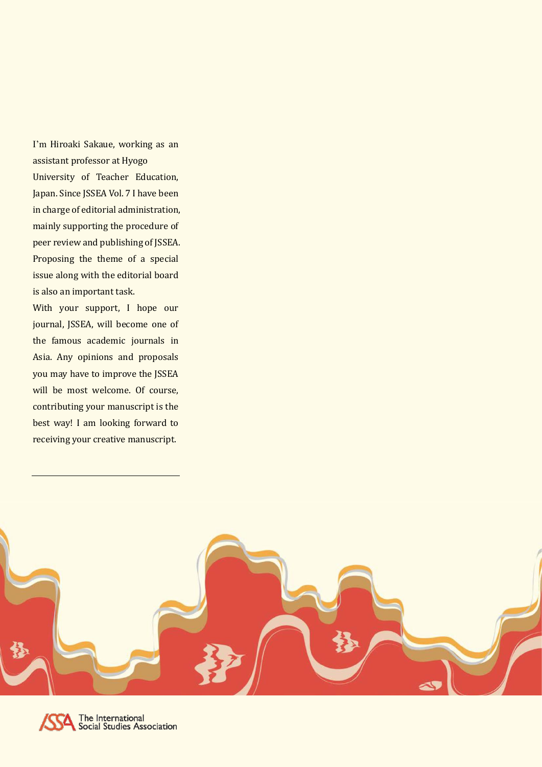I'm Hiroaki Sakaue, working as an assistant professor at Hyogo University of Teacher Education, Japan. Since JSSEA Vol. 7 I have been in charge of editorial administration, mainly supporting the procedure of peer review and publishing of JSSEA. Proposing the theme of a special issue along with the editorial board is also an important task.

With your support, I hope our journal, JSSEA, will become one of the famous academic journals in Asia. Any opinions and proposals you may have to improve the JSSEA will be most welcome. Of course, contributing your manuscript is the best way! I am looking forward to receiving your creative manuscript.

ISSA The International Social Studies Association